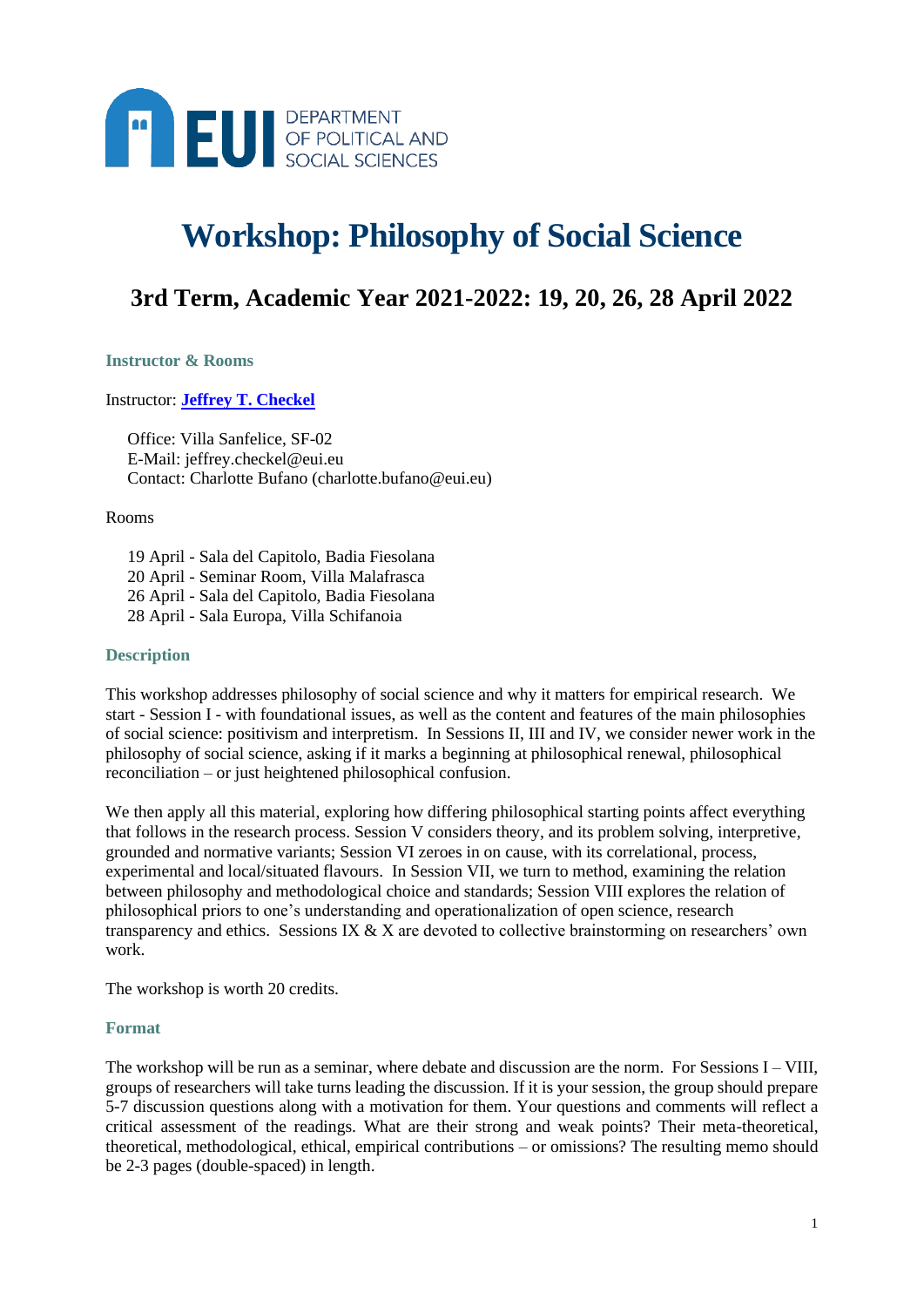EUI DEPARTMENT OF POLITICAL AND SOCIAL SCIENCES

# Workshop: Philosophy of Social Science

## 3rd Term, Academic Year 2021-2022: 19, 20, 26, 28 April 2022

### Instructor & Rooms

Instructor: **Jeffrey T. Checkel**

Office: Villa Sanfelice, SF-02
E-Mail: jeffrey.checkel@eui.eu
Contact: Charlotte Bufano (charlotte.bufano@eui.eu)

Rooms

19 April - Sala del Capitolo, Badia Fiesolana
20 April - Seminar Room, Villa Malafrasca
26 April - Sala del Capitolo, Badia Fiesolana
28 April - Sala Europa, Villa Schifanoia

### Description

This workshop addresses philosophy of social science and why it matters for empirical research. We start - Session I - with foundational issues, as well as the content and features of the main philosophies of social science: positivism and interpretism. In Sessions II, III and IV, we consider newer work in the philosophy of social science, asking if it marks a beginning at philosophical renewal, philosophical reconciliation – or just heightened philosophical confusion.

We then apply all this material, exploring how differing philosophical starting points affect everything that follows in the research process. Session V considers theory, and its problem solving, interpretive, grounded and normative variants; Session VI zeroes in on cause, with its correlational, process, experimental and local/situated flavours. In Session VII, we turn to method, examining the relation between philosophy and methodological choice and standards; Session VIII explores the relation of philosophical priors to one's understanding and operationalization of open science, research transparency and ethics. Sessions IX & X are devoted to collective brainstorming on researchers' own work.

The workshop is worth 20 credits.

### Format

The workshop will be run as a seminar, where debate and discussion are the norm. For Sessions I – VIII, groups of researchers will take turns leading the discussion. If it is your session, the group should prepare 5-7 discussion questions along with a motivation for them. Your questions and comments will reflect a critical assessment of the readings. What are their strong and weak points? Their meta-theoretical, theoretical, methodological, ethical, empirical contributions – or omissions? The resulting memo should be 2-3 pages (double-spaced) in length.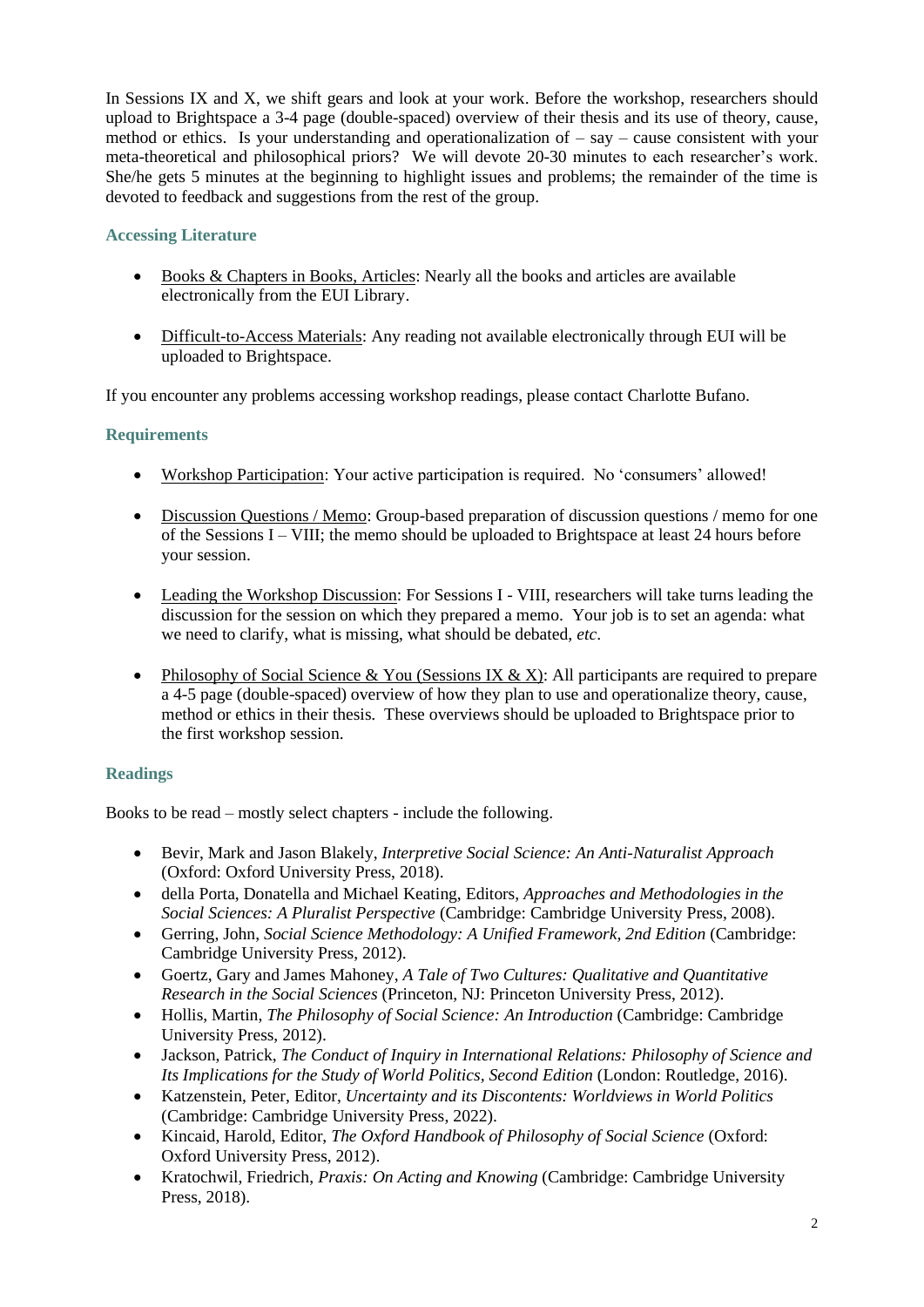In Sessions IX and X, we shift gears and look at your work. Before the workshop, researchers should upload to Brightspace a 3-4 page (double-spaced) overview of their thesis and its use of theory, cause, method or ethics. Is your understanding and operationalization of – say – cause consistent with your meta-theoretical and philosophical priors? We will devote 20-30 minutes to each researcher's work. She/he gets 5 minutes at the beginning to highlight issues and problems; the remainder of the time is devoted to feedback and suggestions from the rest of the group.

### Accessing Literature

- Books & Chapters in Books, Articles: Nearly all the books and articles are available electronically from the EUI Library.
- Difficult-to-Access Materials: Any reading not available electronically through EUI will be uploaded to Brightspace.

If you encounter any problems accessing workshop readings, please contact Charlotte Bufano.

### Requirements

- Workshop Participation: Your active participation is required. No 'consumers' allowed!
- Discussion Questions / Memo: Group-based preparation of discussion questions / memo for one of the Sessions I – VIII; the memo should be uploaded to Brightspace at least 24 hours before your session.
- Leading the Workshop Discussion: For Sessions I - VIII, researchers will take turns leading the discussion for the session on which they prepared a memo. Your job is to set an agenda: what we need to clarify, what is missing, what should be debated, *etc*.
- Philosophy of Social Science & You (Sessions IX & X): All participants are required to prepare a 4-5 page (double-spaced) overview of how they plan to use and operationalize theory, cause, method or ethics in their thesis. These overviews should be uploaded to Brightspace prior to the first workshop session.

### Readings

Books to be read – mostly select chapters - include the following.

- Bevir, Mark and Jason Blakely, *Interpretive Social Science: An Anti-Naturalist Approach* (Oxford: Oxford University Press, 2018).
- della Porta, Donatella and Michael Keating, Editors, *Approaches and Methodologies in the Social Sciences: A Pluralist Perspective* (Cambridge: Cambridge University Press, 2008).
- Gerring, John, *Social Science Methodology: A Unified Framework, 2nd Edition* (Cambridge: Cambridge University Press, 2012).
- Goertz, Gary and James Mahoney, *A Tale of Two Cultures: Qualitative and Quantitative Research in the Social Sciences* (Princeton, NJ: Princeton University Press, 2012).
- Hollis, Martin, *The Philosophy of Social Science: An Introduction* (Cambridge: Cambridge University Press, 2012).
- Jackson, Patrick, *The Conduct of Inquiry in International Relations: Philosophy of Science and Its Implications for the Study of World Politics, Second Edition* (London: Routledge, 2016).
- Katzenstein, Peter, Editor, *Uncertainty and its Discontents: Worldviews in World Politics* (Cambridge: Cambridge University Press, 2022).
- Kincaid, Harold, Editor, *The Oxford Handbook of Philosophy of Social Science* (Oxford: Oxford University Press, 2012).
- Kratochwil, Friedrich, *Praxis: On Acting and Knowing* (Cambridge: Cambridge University Press, 2018).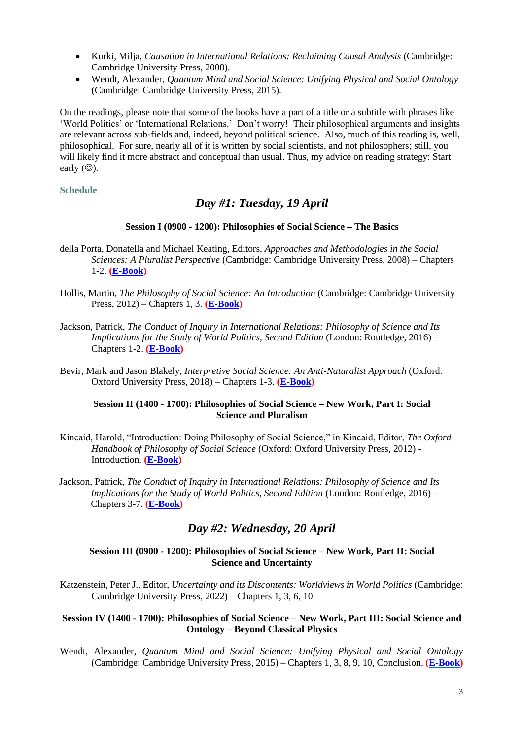- Kurki, Milja, *Causation in International Relations: Reclaiming Causal Analysis* (Cambridge: Cambridge University Press, 2008).
- Wendt, Alexander, *Quantum Mind and Social Science: Unifying Physical and Social Ontology* (Cambridge: Cambridge University Press, 2015).

On the readings, please note that some of the books have a part of a title or a subtitle with phrases like 'World Politics' or 'International Relations.' Don't worry! Their philosophical arguments and insights are relevant across sub-fields and, indeed, beyond political science. Also, much of this reading is, well, philosophical. For sure, nearly all of it is written by social scientists, and not philosophers; still, you will likely find it more abstract and conceptual than usual. Thus, my advice on reading strategy: Start early (☺).

### Schedule

## *Day #1: Tuesday, 19 April*

**Session I (0900 - 1200): Philosophies of Social Science – The Basics**

della Porta, Donatella and Michael Keating, Editors, *Approaches and Methodologies in the Social Sciences: A Pluralist Perspective* (Cambridge: Cambridge University Press, 2008) – Chapters 1-2. **(E-Book)**

Hollis, Martin, *The Philosophy of Social Science: An Introduction* (Cambridge: Cambridge University Press, 2012) – Chapters 1, 3. **(E-Book)**

Jackson, Patrick, *The Conduct of Inquiry in International Relations: Philosophy of Science and Its Implications for the Study of World Politics, Second Edition* (London: Routledge, 2016) – Chapters 1-2. **(E-Book)**

Bevir, Mark and Jason Blakely, *Interpretive Social Science: An Anti-Naturalist Approach* (Oxford: Oxford University Press, 2018) – Chapters 1-3. **(E-Book)**

**Session II (1400 - 1700): Philosophies of Social Science – New Work, Part I: Social Science and Pluralism**

Kincaid, Harold, "Introduction: Doing Philosophy of Social Science," in Kincaid, Editor, *The Oxford Handbook of Philosophy of Social Science* (Oxford: Oxford University Press, 2012) - Introduction. **(E-Book)**

Jackson, Patrick, *The Conduct of Inquiry in International Relations: Philosophy of Science and Its Implications for the Study of World Politics, Second Edition* (London: Routledge, 2016) – Chapters 3-7. **(E-Book)**

## *Day #2: Wednesday, 20 April*

**Session III (0900 - 1200): Philosophies of Social Science – New Work, Part II: Social Science and Uncertainty**

Katzenstein, Peter J., Editor, *Uncertainty and its Discontents: Worldviews in World Politics* (Cambridge: Cambridge University Press, 2022) – Chapters 1, 3, 6, 10.

**Session IV (1400 - 1700): Philosophies of Social Science – New Work, Part III: Social Science and Ontology – Beyond Classical Physics**

Wendt, Alexander, *Quantum Mind and Social Science: Unifying Physical and Social Ontology* (Cambridge: Cambridge University Press, 2015) – Chapters 1, 3, 8, 9, 10, Conclusion. **(E-Book)**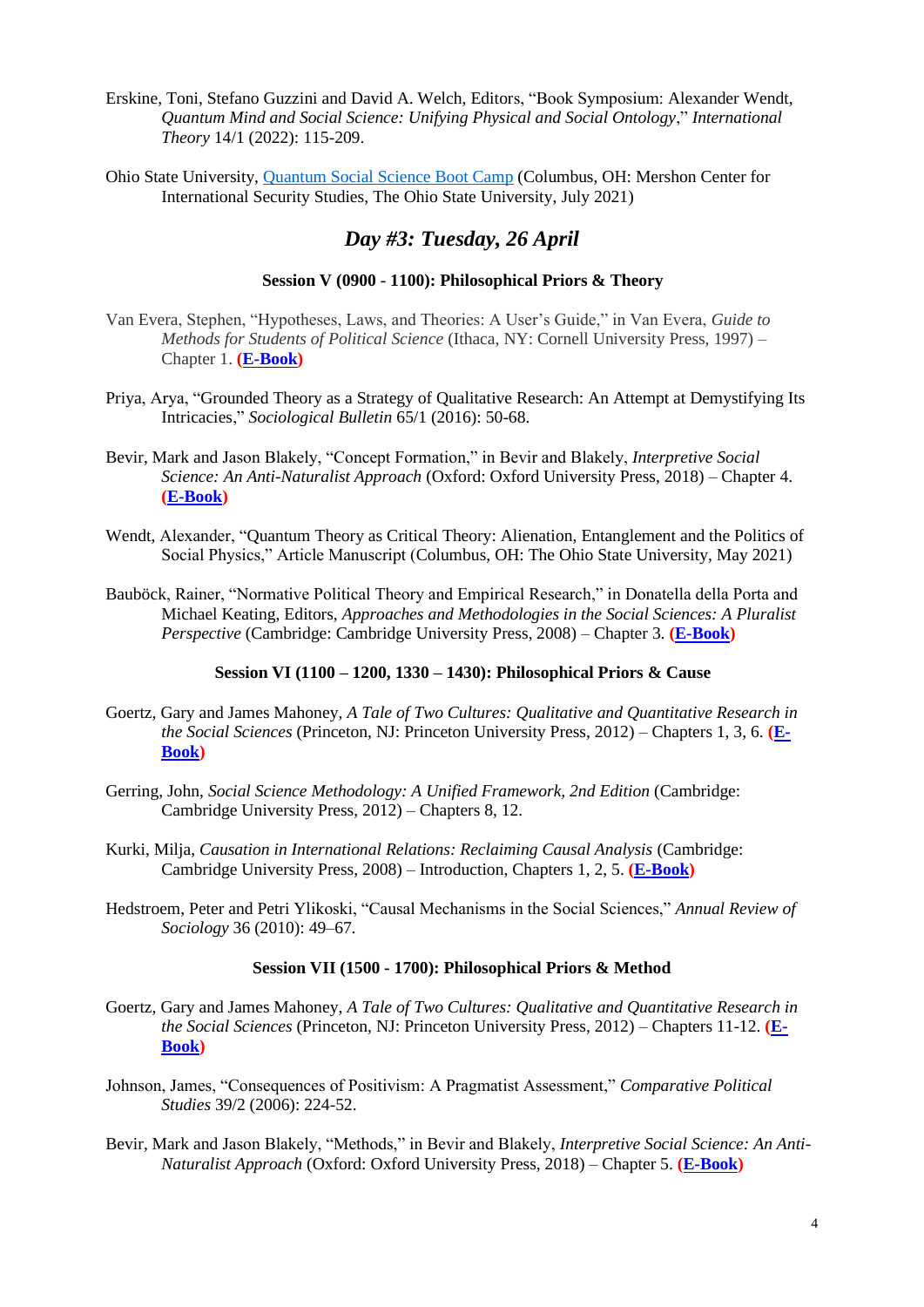Erskine, Toni, Stefano Guzzini and David A. Welch, Editors, "Book Symposium: Alexander Wendt, *Quantum Mind and Social Science: Unifying Physical and Social Ontology*," *International Theory* 14/1 (2022): 115-209.

Ohio State University, Quantum Social Science Boot Camp (Columbus, OH: Mershon Center for International Security Studies, The Ohio State University, July 2021)

## *Day #3: Tuesday, 26 April*

### Session V (0900 - 1100): Philosophical Priors & Theory

Van Evera, Stephen, "Hypotheses, Laws, and Theories: A User's Guide," in Van Evera, *Guide to Methods for Students of Political Science* (Ithaca, NY: Cornell University Press, 1997) – Chapter 1. **(E-Book)**

Priya, Arya, "Grounded Theory as a Strategy of Qualitative Research: An Attempt at Demystifying Its Intricacies," *Sociological Bulletin* 65/1 (2016): 50-68.

Bevir, Mark and Jason Blakely, "Concept Formation," in Bevir and Blakely, *Interpretive Social Science: An Anti-Naturalist Approach* (Oxford: Oxford University Press, 2018) – Chapter 4. **(E-Book)**

Wendt, Alexander, "Quantum Theory as Critical Theory: Alienation, Entanglement and the Politics of Social Physics," Article Manuscript (Columbus, OH: The Ohio State University, May 2021)

Bauböck, Rainer, "Normative Political Theory and Empirical Research," in Donatella della Porta and Michael Keating, Editors, *Approaches and Methodologies in the Social Sciences: A Pluralist Perspective* (Cambridge: Cambridge University Press, 2008) – Chapter 3. **(E-Book)**

### Session VI (1100 – 1200, 1330 – 1430): Philosophical Priors & Cause

Goertz, Gary and James Mahoney, *A Tale of Two Cultures: Qualitative and Quantitative Research in the Social Sciences* (Princeton, NJ: Princeton University Press, 2012) – Chapters 1, 3, 6. **(E-Book)**

Gerring, John, *Social Science Methodology: A Unified Framework, 2nd Edition* (Cambridge: Cambridge University Press, 2012) – Chapters 8, 12.

Kurki, Milja, *Causation in International Relations: Reclaiming Causal Analysis* (Cambridge: Cambridge University Press, 2008) – Introduction, Chapters 1, 2, 5. **(E-Book)**

Hedstroem, Peter and Petri Ylikoski, "Causal Mechanisms in the Social Sciences," *Annual Review of Sociology* 36 (2010): 49–67.

### Session VII (1500 - 1700): Philosophical Priors & Method

Goertz, Gary and James Mahoney, *A Tale of Two Cultures: Qualitative and Quantitative Research in the Social Sciences* (Princeton, NJ: Princeton University Press, 2012) – Chapters 11-12. **(E-Book)**

Johnson, James, "Consequences of Positivism: A Pragmatist Assessment," *Comparative Political Studies* 39/2 (2006): 224-52.

Bevir, Mark and Jason Blakely, "Methods," in Bevir and Blakely, *Interpretive Social Science: An Anti-Naturalist Approach* (Oxford: Oxford University Press, 2018) – Chapter 5. **(E-Book)**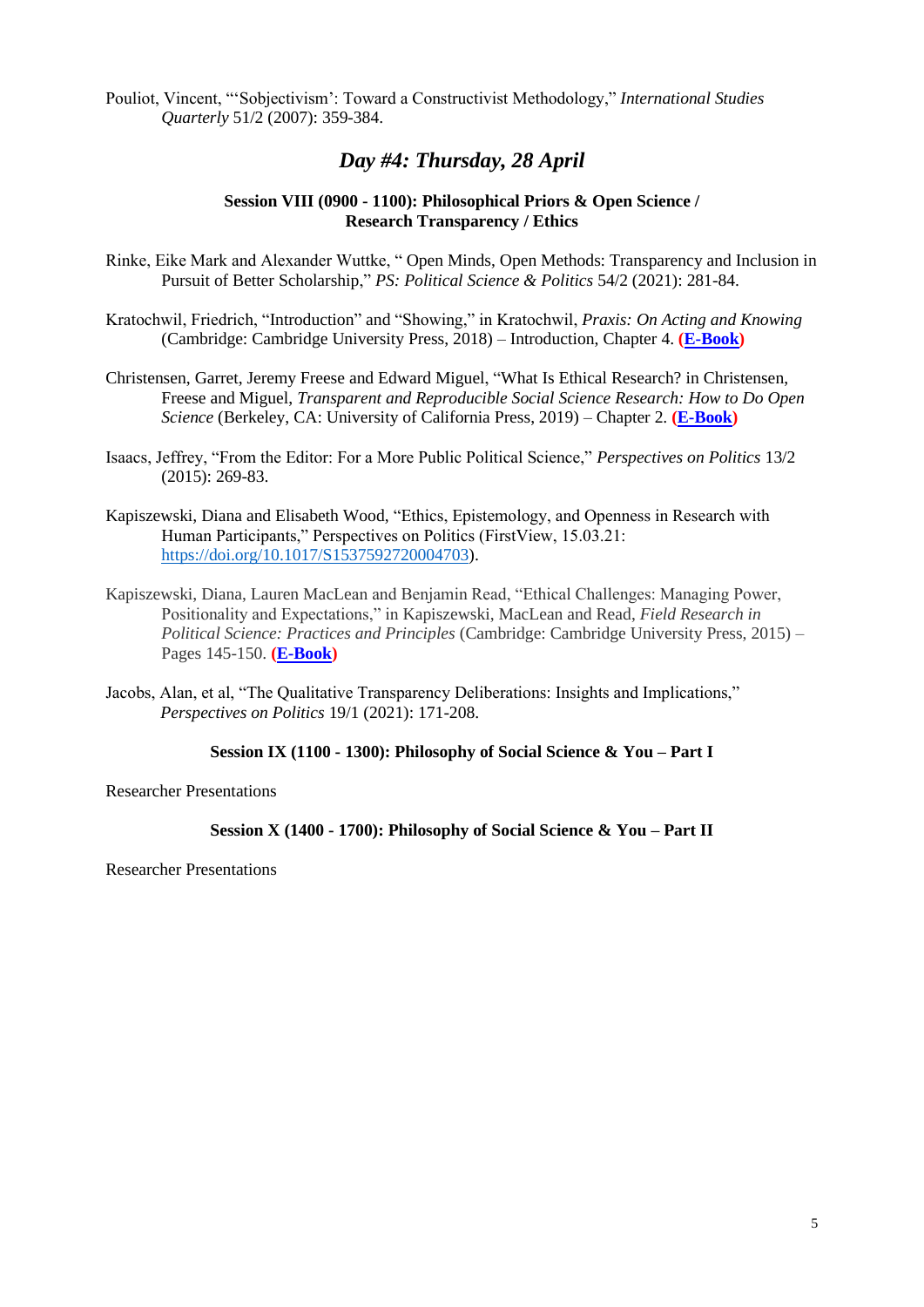Pouliot, Vincent, "'Sobjectivism': Toward a Constructivist Methodology," *International Studies Quarterly* 51/2 (2007): 359-384.

## *Day #4: Thursday, 28 April*

### Session VIII (0900 - 1100): Philosophical Priors & Open Science / Research Transparency / Ethics

Rinke, Eike Mark and Alexander Wuttke, " Open Minds, Open Methods: Transparency and Inclusion in Pursuit of Better Scholarship," *PS: Political Science & Politics* 54/2 (2021): 281-84.

Kratochwil, Friedrich, "Introduction" and "Showing," in Kratochwil, *Praxis: On Acting and Knowing* (Cambridge: Cambridge University Press, 2018) – Introduction, Chapter 4. **(E-Book)**

Christensen, Garret, Jeremy Freese and Edward Miguel, "What Is Ethical Research? in Christensen, Freese and Miguel, *Transparent and Reproducible Social Science Research: How to Do Open Science* (Berkeley, CA: University of California Press, 2019) – Chapter 2. **(E-Book)**

Isaacs, Jeffrey, "From the Editor: For a More Public Political Science," *Perspectives on Politics* 13/2 (2015): 269-83.

Kapiszewski, Diana and Elisabeth Wood, "Ethics, Epistemology, and Openness in Research with Human Participants," Perspectives on Politics (FirstView, 15.03.21: https://doi.org/10.1017/S1537592720004703).

Kapiszewski, Diana, Lauren MacLean and Benjamin Read, "Ethical Challenges: Managing Power, Positionality and Expectations," in Kapiszewski, MacLean and Read, *Field Research in Political Science: Practices and Principles* (Cambridge: Cambridge University Press, 2015) – Pages 145-150. **(E-Book)**

Jacobs, Alan, et al, "The Qualitative Transparency Deliberations: Insights and Implications," *Perspectives on Politics* 19/1 (2021): 171-208.

### Session IX (1100 - 1300): Philosophy of Social Science & You – Part I

Researcher Presentations

### Session X (1400 - 1700): Philosophy of Social Science & You – Part II

Researcher Presentations